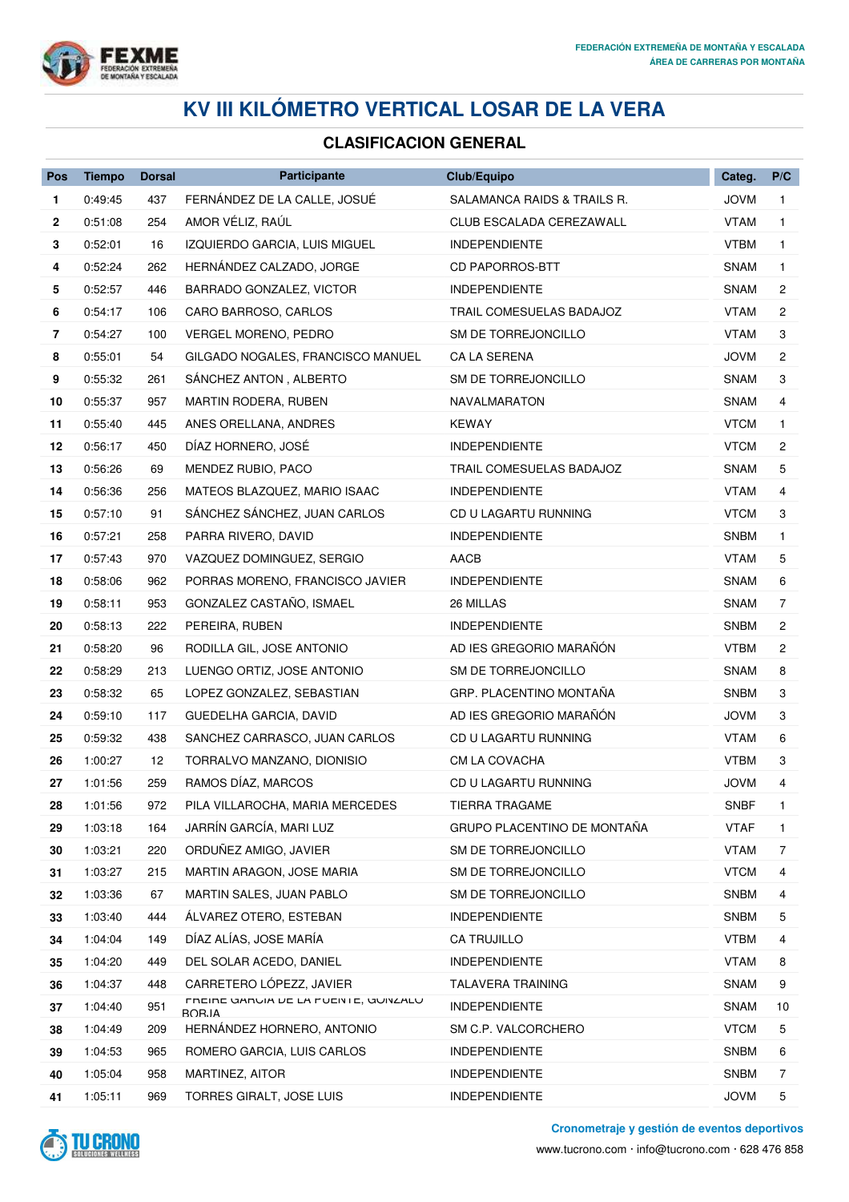FEDERACIÓN EXTREMEÑA DE MONTAÑA Y ESCALADA
ÁREA DE CARRERAS POR MONTAÑA

# KV III KILÓMETRO VERTICAL LOSAR DE LA VERA

## CLASIFICACION GENERAL

| Pos | Tiempo | Dorsal | Participante | Club/Equipo | Categ. | P/C |
|---|---|---|---|---|---|---|
| 1 | 0:49:45 | 437 | FERNÁNDEZ DE LA CALLE, JOSUÉ | SALAMANCA RAIDS & TRAILS R. | JOVM | 1 |
| 2 | 0:51:08 | 254 | AMOR VÉLIZ, RAÚL | CLUB ESCALADA CEREZAWALL | VTAM | 1 |
| 3 | 0:52:01 | 16 | IZQUIERDO GARCIA, LUIS MIGUEL | INDEPENDIENTE | VTBM | 1 |
| 4 | 0:52:24 | 262 | HERNÁNDEZ CALZADO, JORGE | CD PAPORROS-BTT | SNAM | 1 |
| 5 | 0:52:57 | 446 | BARRADO GONZALEZ, VICTOR | INDEPENDIENTE | SNAM | 2 |
| 6 | 0:54:17 | 106 | CARO BARROSO, CARLOS | TRAIL COMESUELAS BADAJOZ | VTAM | 2 |
| 7 | 0:54:27 | 100 | VERGEL MORENO, PEDRO | SM DE TORREJONCILLO | VTAM | 3 |
| 8 | 0:55:01 | 54 | GILGADO NOGALES, FRANCISCO MANUEL | CA LA SERENA | JOVM | 2 |
| 9 | 0:55:32 | 261 | SÁNCHEZ ANTON , ALBERTO | SM DE TORREJONCILLO | SNAM | 3 |
| 10 | 0:55:37 | 957 | MARTIN RODERA, RUBEN | NAVALMARATON | SNAM | 4 |
| 11 | 0:55:40 | 445 | ANES ORELLANA, ANDRES | KEWAY | VTCM | 1 |
| 12 | 0:56:17 | 450 | DÍAZ HORNERO, JOSÉ | INDEPENDIENTE | VTCM | 2 |
| 13 | 0:56:26 | 69 | MENDEZ RUBIO, PACO | TRAIL COMESUELAS BADAJOZ | SNAM | 5 |
| 14 | 0:56:36 | 256 | MATEOS BLAZQUEZ, MARIO ISAAC | INDEPENDIENTE | VTAM | 4 |
| 15 | 0:57:10 | 91 | SÁNCHEZ SÁNCHEZ, JUAN CARLOS | CD U LAGARTU RUNNING | VTCM | 3 |
| 16 | 0:57:21 | 258 | PARRA RIVERO, DAVID | INDEPENDIENTE | SNBM | 1 |
| 17 | 0:57:43 | 970 | VAZQUEZ DOMINGUEZ, SERGIO | AACB | VTAM | 5 |
| 18 | 0:58:06 | 962 | PORRAS MORENO, FRANCISCO JAVIER | INDEPENDIENTE | SNAM | 6 |
| 19 | 0:58:11 | 953 | GONZALEZ CASTAÑO, ISMAEL | 26 MILLAS | SNAM | 7 |
| 20 | 0:58:13 | 222 | PEREIRA, RUBEN | INDEPENDIENTE | SNBM | 2 |
| 21 | 0:58:20 | 96 | RODILLA GIL, JOSE ANTONIO | AD IES GREGORIO MARAÑÓN | VTBM | 2 |
| 22 | 0:58:29 | 213 | LUENGO ORTIZ, JOSE ANTONIO | SM DE TORREJONCILLO | SNAM | 8 |
| 23 | 0:58:32 | 65 | LOPEZ GONZALEZ, SEBASTIAN | GRP. PLACENTINO MONTAÑA | SNBM | 3 |
| 24 | 0:59:10 | 117 | GUEDELHA GARCIA, DAVID | AD IES GREGORIO MARAÑÓN | JOVM | 3 |
| 25 | 0:59:32 | 438 | SANCHEZ CARRASCO, JUAN CARLOS | CD U LAGARTU RUNNING | VTAM | 6 |
| 26 | 1:00:27 | 12 | TORRALVO MANZANO, DIONISIO | CM LA COVACHA | VTBM | 3 |
| 27 | 1:01:56 | 259 | RAMOS DÍAZ, MARCOS | CD U LAGARTU RUNNING | JOVM | 4 |
| 28 | 1:01:56 | 972 | PILA VILLAROCHA, MARIA MERCEDES | TIERRA TRAGAME | SNBF | 1 |
| 29 | 1:03:18 | 164 | JARRÍN GARCÍA, MARI LUZ | GRUPO PLACENTINO DE MONTAÑA | VTAF | 1 |
| 30 | 1:03:21 | 220 | ORDUÑEZ AMIGO, JAVIER | SM DE TORREJONCILLO | VTAM | 7 |
| 31 | 1:03:27 | 215 | MARTIN ARAGON, JOSE MARIA | SM DE TORREJONCILLO | VTCM | 4 |
| 32 | 1:03:36 | 67 | MARTIN SALES, JUAN PABLO | SM DE TORREJONCILLO | SNBM | 4 |
| 33 | 1:03:40 | 444 | ÁLVAREZ OTERO, ESTEBAN | INDEPENDIENTE | SNBM | 5 |
| 34 | 1:04:04 | 149 | DÍAZ ALÍAS, JOSE MARÍA | CA TRUJILLO | VTBM | 4 |
| 35 | 1:04:20 | 449 | DEL SOLAR ACEDO, DANIEL | INDEPENDIENTE | VTAM | 8 |
| 36 | 1:04:37 | 448 | CARRETERO LÓPEZZ, JAVIER | TALAVERA TRAINING | SNAM | 9 |
| 37 | 1:04:40 | 951 | FREIRE GARCIA DE LA FUENTE, GONZALO BORJA | INDEPENDIENTE | SNAM | 10 |
| 38 | 1:04:49 | 209 | HERNÁNDEZ HORNERO, ANTONIO | SM C.P. VALCORCHERO | VTCM | 5 |
| 39 | 1:04:53 | 965 | ROMERO GARCIA, LUIS CARLOS | INDEPENDIENTE | SNBM | 6 |
| 40 | 1:05:04 | 958 | MARTINEZ, AITOR | INDEPENDIENTE | SNBM | 7 |
| 41 | 1:05:11 | 969 | TORRES GIRALT, JOSE LUIS | INDEPENDIENTE | JOVM | 5 |

Cronometraje y gestión de eventos deportivos
www.tucrono.com · info@tucrono.com · 628 476 858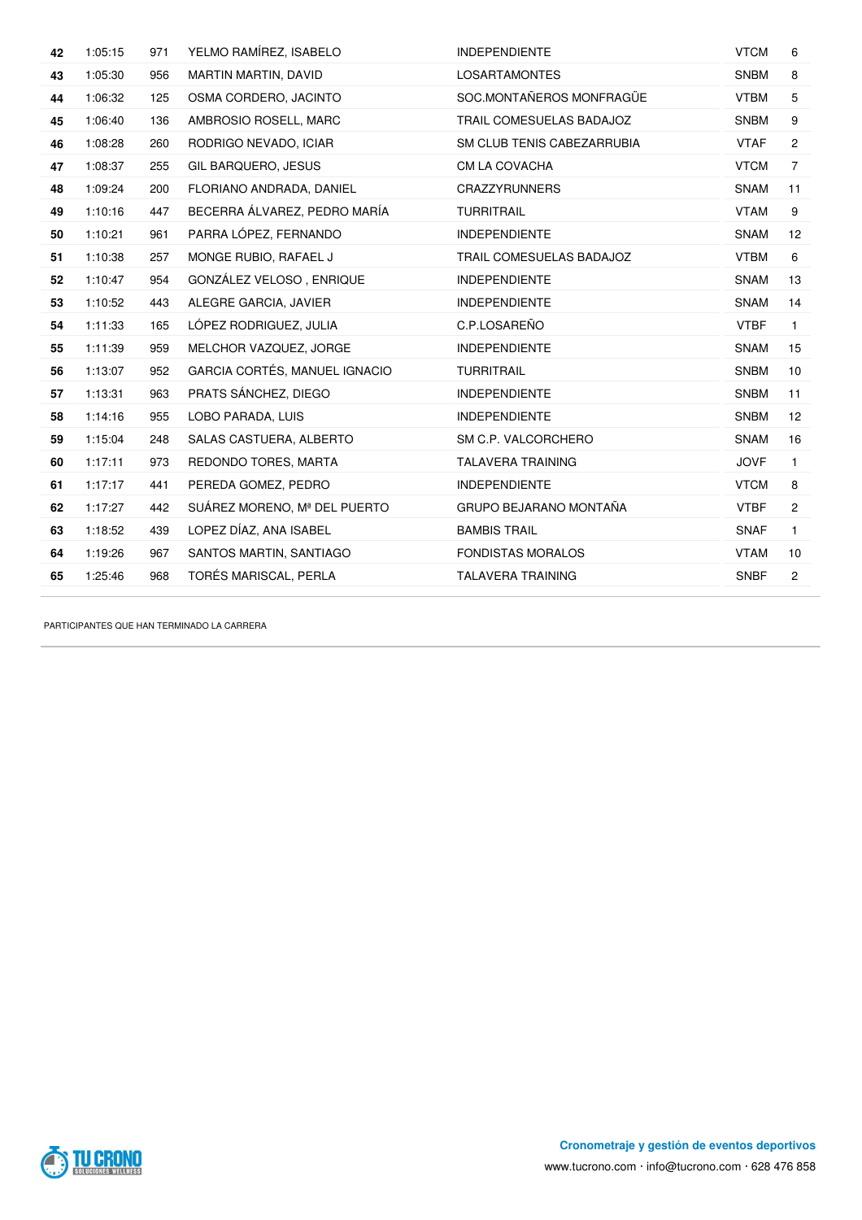| | | | | | | |
|---|---|---|---|---|---|---|
| **42** | 1:05:15 | 971 | YELMO RAMÍREZ, ISABELO | INDEPENDIENTE | VTCM | 6 |
| **43** | 1:05:30 | 956 | MARTIN MARTIN, DAVID | LOSARTAMONTES | SNBM | 8 |
| **44** | 1:06:32 | 125 | OSMA CORDERO, JACINTO | SOC.MONTAÑEROS MONFRAGÜE | VTBM | 5 |
| **45** | 1:06:40 | 136 | AMBROSIO ROSELL, MARC | TRAIL COMESUELAS BADAJOZ | SNBM | 9 |
| **46** | 1:08:28 | 260 | RODRIGO NEVADO, ICIAR | SM CLUB TENIS CABEZARRUBIA | VTAF | 2 |
| **47** | 1:08:37 | 255 | GIL BARQUERO, JESUS | CM LA COVACHA | VTCM | 7 |
| **48** | 1:09:24 | 200 | FLORIANO ANDRADA, DANIEL | CRAZZYRUNNERS | SNAM | 11 |
| **49** | 1:10:16 | 447 | BECERRA ÁLVAREZ, PEDRO MARÍA | TURRITRAIL | VTAM | 9 |
| **50** | 1:10:21 | 961 | PARRA LÓPEZ, FERNANDO | INDEPENDIENTE | SNAM | 12 |
| **51** | 1:10:38 | 257 | MONGE RUBIO, RAFAEL J | TRAIL COMESUELAS BADAJOZ | VTBM | 6 |
| **52** | 1:10:47 | 954 | GONZÁLEZ VELOSO , ENRIQUE | INDEPENDIENTE | SNAM | 13 |
| **53** | 1:10:52 | 443 | ALEGRE GARCIA, JAVIER | INDEPENDIENTE | SNAM | 14 |
| **54** | 1:11:33 | 165 | LÓPEZ RODRIGUEZ, JULIA | C.P.LOSAREÑO | VTBF | 1 |
| **55** | 1:11:39 | 959 | MELCHOR VAZQUEZ, JORGE | INDEPENDIENTE | SNAM | 15 |
| **56** | 1:13:07 | 952 | GARCIA CORTÉS, MANUEL IGNACIO | TURRITRAIL | SNBM | 10 |
| **57** | 1:13:31 | 963 | PRATS SÁNCHEZ, DIEGO | INDEPENDIENTE | SNBM | 11 |
| **58** | 1:14:16 | 955 | LOBO PARADA, LUIS | INDEPENDIENTE | SNBM | 12 |
| **59** | 1:15:04 | 248 | SALAS CASTUERA, ALBERTO | SM C.P. VALCORCHERO | SNAM | 16 |
| **60** | 1:17:11 | 973 | REDONDO TORES, MARTA | TALAVERA TRAINING | JOVF | 1 |
| **61** | 1:17:17 | 441 | PEREDA GOMEZ, PEDRO | INDEPENDIENTE | VTCM | 8 |
| **62** | 1:17:27 | 442 | SUÁREZ MORENO, Mª DEL PUERTO | GRUPO BEJARANO MONTAÑA | VTBF | 2 |
| **63** | 1:18:52 | 439 | LOPEZ DÍAZ, ANA ISABEL | BAMBIS TRAIL | SNAF | 1 |
| **64** | 1:19:26 | 967 | SANTOS MARTIN, SANTIAGO | FONDISTAS MORALOS | VTAM | 10 |
| **65** | 1:25:46 | 968 | TORÉS MARISCAL, PERLA | TALAVERA TRAINING | SNBF | 2 |

PARTICIPANTES QUE HAN TERMINADO LA CARRERA

**Cronometraje y gestión de eventos deportivos**

www.tucrono.com · info@tucrono.com · 628 476 858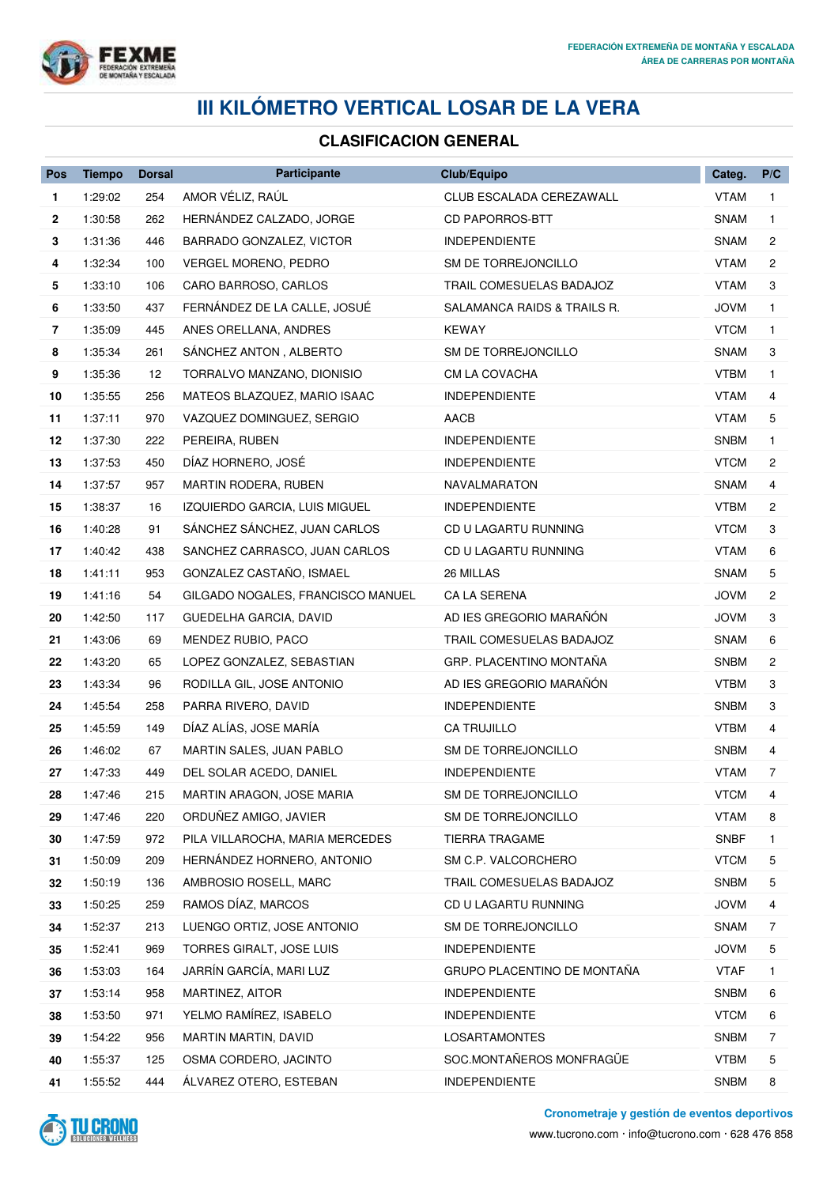# III KILÓMETRO VERTICAL LOSAR DE LA VERA

## CLASIFICACION GENERAL

| Pos | Tiempo | Dorsal | Participante | Club/Equipo | Categ. | P/C |
|---|---|---|---|---|---|---|
| 1 | 1:29:02 | 254 | AMOR VÉLIZ, RAÚL | CLUB ESCALADA CEREZAWALL | VTAM | 1 |
| 2 | 1:30:58 | 262 | HERNÁNDEZ CALZADO, JORGE | CD PAPORROS-BTT | SNAM | 1 |
| 3 | 1:31:36 | 446 | BARRADO GONZALEZ, VICTOR | INDEPENDIENTE | SNAM | 2 |
| 4 | 1:32:34 | 100 | VERGEL MORENO, PEDRO | SM DE TORREJONCILLO | VTAM | 2 |
| 5 | 1:33:10 | 106 | CARO BARROSO, CARLOS | TRAIL COMESUELAS BADAJOZ | VTAM | 3 |
| 6 | 1:33:50 | 437 | FERNÁNDEZ DE LA CALLE, JOSUÉ | SALAMANCA RAIDS & TRAILS R. | JOVM | 1 |
| 7 | 1:35:09 | 445 | ANES ORELLANA, ANDRES | KEWAY | VTCM | 1 |
| 8 | 1:35:34 | 261 | SÁNCHEZ ANTON , ALBERTO | SM DE TORREJONCILLO | SNAM | 3 |
| 9 | 1:35:36 | 12 | TORRALVO MANZANO, DIONISIO | CM LA COVACHA | VTBM | 1 |
| 10 | 1:35:55 | 256 | MATEOS BLAZQUEZ, MARIO ISAAC | INDEPENDIENTE | VTAM | 4 |
| 11 | 1:37:11 | 970 | VAZQUEZ DOMINGUEZ, SERGIO | AACB | VTAM | 5 |
| 12 | 1:37:30 | 222 | PEREIRA, RUBEN | INDEPENDIENTE | SNBM | 1 |
| 13 | 1:37:53 | 450 | DÍAZ HORNERO, JOSÉ | INDEPENDIENTE | VTCM | 2 |
| 14 | 1:37:57 | 957 | MARTIN RODERA, RUBEN | NAVALMARATON | SNAM | 4 |
| 15 | 1:38:37 | 16 | IZQUIERDO GARCIA, LUIS MIGUEL | INDEPENDIENTE | VTBM | 2 |
| 16 | 1:40:28 | 91 | SÁNCHEZ SÁNCHEZ, JUAN CARLOS | CD U LAGARTU RUNNING | VTCM | 3 |
| 17 | 1:40:42 | 438 | SANCHEZ CARRASCO, JUAN CARLOS | CD U LAGARTU RUNNING | VTAM | 6 |
| 18 | 1:41:11 | 953 | GONZALEZ CASTAÑO, ISMAEL | 26 MILLAS | SNAM | 5 |
| 19 | 1:41:16 | 54 | GILGADO NOGALES, FRANCISCO MANUEL | CA LA SERENA | JOVM | 2 |
| 20 | 1:42:50 | 117 | GUEDELHA GARCIA, DAVID | AD IES GREGORIO MARAÑÓN | JOVM | 3 |
| 21 | 1:43:06 | 69 | MENDEZ RUBIO, PACO | TRAIL COMESUELAS BADAJOZ | SNAM | 6 |
| 22 | 1:43:20 | 65 | LOPEZ GONZALEZ, SEBASTIAN | GRP. PLACENTINO MONTAÑA | SNBM | 2 |
| 23 | 1:43:34 | 96 | RODILLA GIL, JOSE ANTONIO | AD IES GREGORIO MARAÑÓN | VTBM | 3 |
| 24 | 1:45:54 | 258 | PARRA RIVERO, DAVID | INDEPENDIENTE | SNBM | 3 |
| 25 | 1:45:59 | 149 | DÍAZ ALÍAS, JOSE MARÍA | CA TRUJILLO | VTBM | 4 |
| 26 | 1:46:02 | 67 | MARTIN SALES, JUAN PABLO | SM DE TORREJONCILLO | SNBM | 4 |
| 27 | 1:47:33 | 449 | DEL SOLAR ACEDO, DANIEL | INDEPENDIENTE | VTAM | 7 |
| 28 | 1:47:46 | 215 | MARTIN ARAGON, JOSE MARIA | SM DE TORREJONCILLO | VTCM | 4 |
| 29 | 1:47:46 | 220 | ORDUÑEZ AMIGO, JAVIER | SM DE TORREJONCILLO | VTAM | 8 |
| 30 | 1:47:59 | 972 | PILA VILLAROCHA, MARIA MERCEDES | TIERRA TRAGAME | SNBF | 1 |
| 31 | 1:50:09 | 209 | HERNÁNDEZ HORNERO, ANTONIO | SM C.P. VALCORCHERO | VTCM | 5 |
| 32 | 1:50:19 | 136 | AMBROSIO ROSELL, MARC | TRAIL COMESUELAS BADAJOZ | SNBM | 5 |
| 33 | 1:50:25 | 259 | RAMOS DÍAZ, MARCOS | CD U LAGARTU RUNNING | JOVM | 4 |
| 34 | 1:52:37 | 213 | LUENGO ORTIZ, JOSE ANTONIO | SM DE TORREJONCILLO | SNAM | 7 |
| 35 | 1:52:41 | 969 | TORRES GIRALT, JOSE LUIS | INDEPENDIENTE | JOVM | 5 |
| 36 | 1:53:03 | 164 | JARRÍN GARCÍA, MARI LUZ | GRUPO PLACENTINO DE MONTAÑA | VTAF | 1 |
| 37 | 1:53:14 | 958 | MARTINEZ, AITOR | INDEPENDIENTE | SNBM | 6 |
| 38 | 1:53:50 | 971 | YELMO RAMÍREZ, ISABELO | INDEPENDIENTE | VTCM | 6 |
| 39 | 1:54:22 | 956 | MARTIN MARTIN, DAVID | LOSARTAMONTES | SNBM | 7 |
| 40 | 1:55:37 | 125 | OSMA CORDERO, JACINTO | SOC.MONTAÑEROS MONFRAGÜE | VTBM | 5 |
| 41 | 1:55:52 | 444 | ÁLVAREZ OTERO, ESTEBAN | INDEPENDIENTE | SNBM | 8 |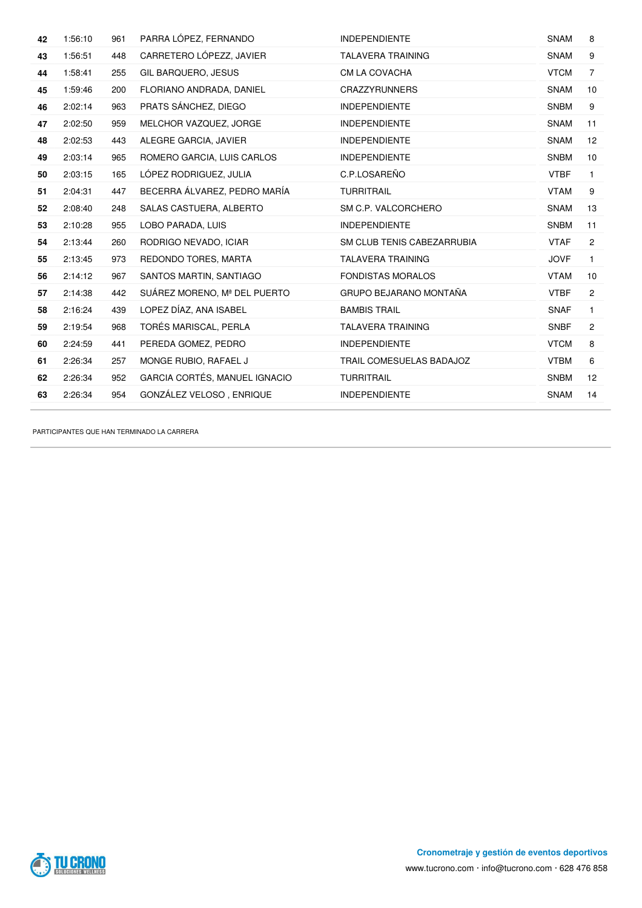| | | | | | | |
|---|---|---|---|---|---|---|
| **42** | 1:56:10 | 961 | PARRA LÓPEZ, FERNANDO | INDEPENDIENTE | SNAM | 8 |
| **43** | 1:56:51 | 448 | CARRETERO LÓPEZZ, JAVIER | TALAVERA TRAINING | SNAM | 9 |
| **44** | 1:58:41 | 255 | GIL BARQUERO, JESUS | CM LA COVACHA | VTCM | 7 |
| **45** | 1:59:46 | 200 | FLORIANO ANDRADA, DANIEL | CRAZZYRUNNERS | SNAM | 10 |
| **46** | 2:02:14 | 963 | PRATS SÁNCHEZ, DIEGO | INDEPENDIENTE | SNBM | 9 |
| **47** | 2:02:50 | 959 | MELCHOR VAZQUEZ, JORGE | INDEPENDIENTE | SNAM | 11 |
| **48** | 2:02:53 | 443 | ALEGRE GARCIA, JAVIER | INDEPENDIENTE | SNAM | 12 |
| **49** | 2:03:14 | 965 | ROMERO GARCIA, LUIS CARLOS | INDEPENDIENTE | SNBM | 10 |
| **50** | 2:03:15 | 165 | LÓPEZ RODRIGUEZ, JULIA | C.P.LOSAREÑO | VTBF | 1 |
| **51** | 2:04:31 | 447 | BECERRA ÁLVAREZ, PEDRO MARÍA | TURRITRAIL | VTAM | 9 |
| **52** | 2:08:40 | 248 | SALAS CASTUERA, ALBERTO | SM C.P. VALCORCHERO | SNAM | 13 |
| **53** | 2:10:28 | 955 | LOBO PARADA, LUIS | INDEPENDIENTE | SNBM | 11 |
| **54** | 2:13:44 | 260 | RODRIGO NEVADO, ICIAR | SM CLUB TENIS CABEZARRUBIA | VTAF | 2 |
| **55** | 2:13:45 | 973 | REDONDO TORES, MARTA | TALAVERA TRAINING | JOVF | 1 |
| **56** | 2:14:12 | 967 | SANTOS MARTIN, SANTIAGO | FONDISTAS MORALOS | VTAM | 10 |
| **57** | 2:14:38 | 442 | SUÁREZ MORENO, Mª DEL PUERTO | GRUPO BEJARANO MONTAÑA | VTBF | 2 |
| **58** | 2:16:24 | 439 | LOPEZ DÍAZ, ANA ISABEL | BAMBIS TRAIL | SNAF | 1 |
| **59** | 2:19:54 | 968 | TORÉS MARISCAL, PERLA | TALAVERA TRAINING | SNBF | 2 |
| **60** | 2:24:59 | 441 | PEREDA GOMEZ, PEDRO | INDEPENDIENTE | VTCM | 8 |
| **61** | 2:26:34 | 257 | MONGE RUBIO, RAFAEL J | TRAIL COMESUELAS BADAJOZ | VTBM | 6 |
| **62** | 2:26:34 | 952 | GARCIA CORTÉS, MANUEL IGNACIO | TURRITRAIL | SNBM | 12 |
| **63** | 2:26:34 | 954 | GONZÁLEZ VELOSO , ENRIQUE | INDEPENDIENTE | SNAM | 14 |

PARTICIPANTES QUE HAN TERMINADO LA CARRERA

**Cronometraje y gestión de eventos deportivos**

www.tucrono.com · info@tucrono.com · 628 476 858